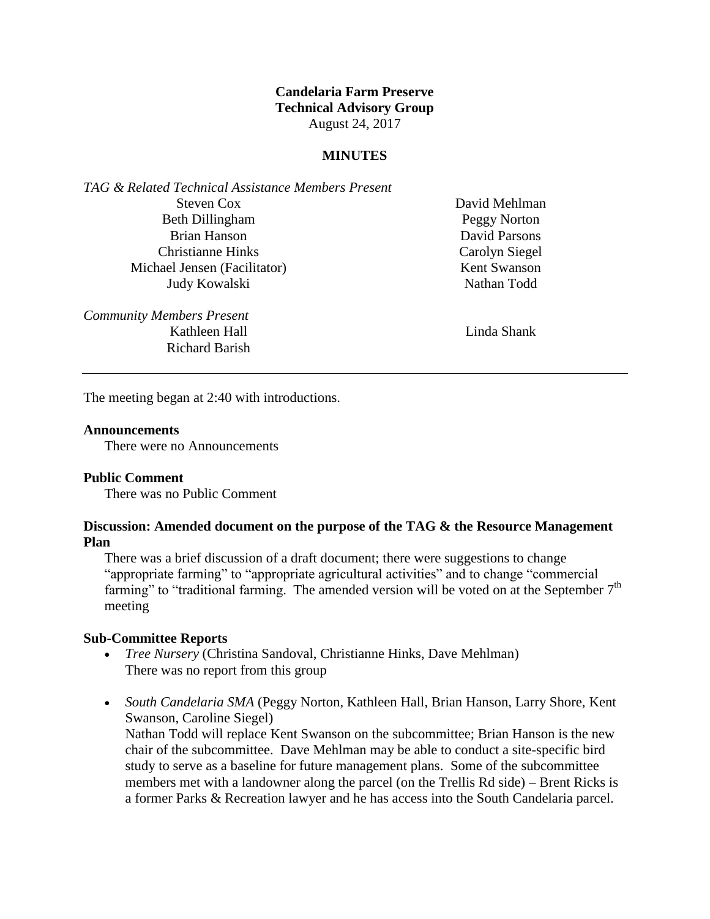**Candelaria Farm Preserve**
**Technical Advisory Group**
August 24, 2017

**MINUTES**

*TAG & Related Technical Assistance Members Present*

| | |
|---|---|
| Steven Cox | David Mehlman |
| Beth Dillingham | Peggy Norton |
| Brian Hanson | David Parsons |
| Christianne Hinks | Carolyn Siegel |
| Michael Jensen (Facilitator) | Kent Swanson |
| Judy Kowalski | Nathan Todd |

*Community Members Present*

| | |
|---|---|
| Kathleen Hall | Linda Shank |
| Richard Barish | |

---

The meeting began at 2:40 with introductions.

**Announcements**

There were no Announcements

**Public Comment**

There was no Public Comment

**Discussion: Amended document on the purpose of the TAG & the Resource Management Plan**

There was a brief discussion of a draft document; there were suggestions to change "appropriate farming" to "appropriate agricultural activities" and to change "commercial farming" to "traditional farming. The amended version will be voted on at the September 7th meeting

**Sub-Committee Reports**

- *Tree Nursery* (Christina Sandoval, Christianne Hinks, Dave Mehlman)
  There was no report from this group

- *South Candelaria SMA* (Peggy Norton, Kathleen Hall, Brian Hanson, Larry Shore, Kent Swanson, Caroline Siegel)
  Nathan Todd will replace Kent Swanson on the subcommittee; Brian Hanson is the new chair of the subcommittee. Dave Mehlman may be able to conduct a site-specific bird study to serve as a baseline for future management plans. Some of the subcommittee members met with a landowner along the parcel (on the Trellis Rd side) – Brent Ricks is a former Parks & Recreation lawyer and he has access into the South Candelaria parcel.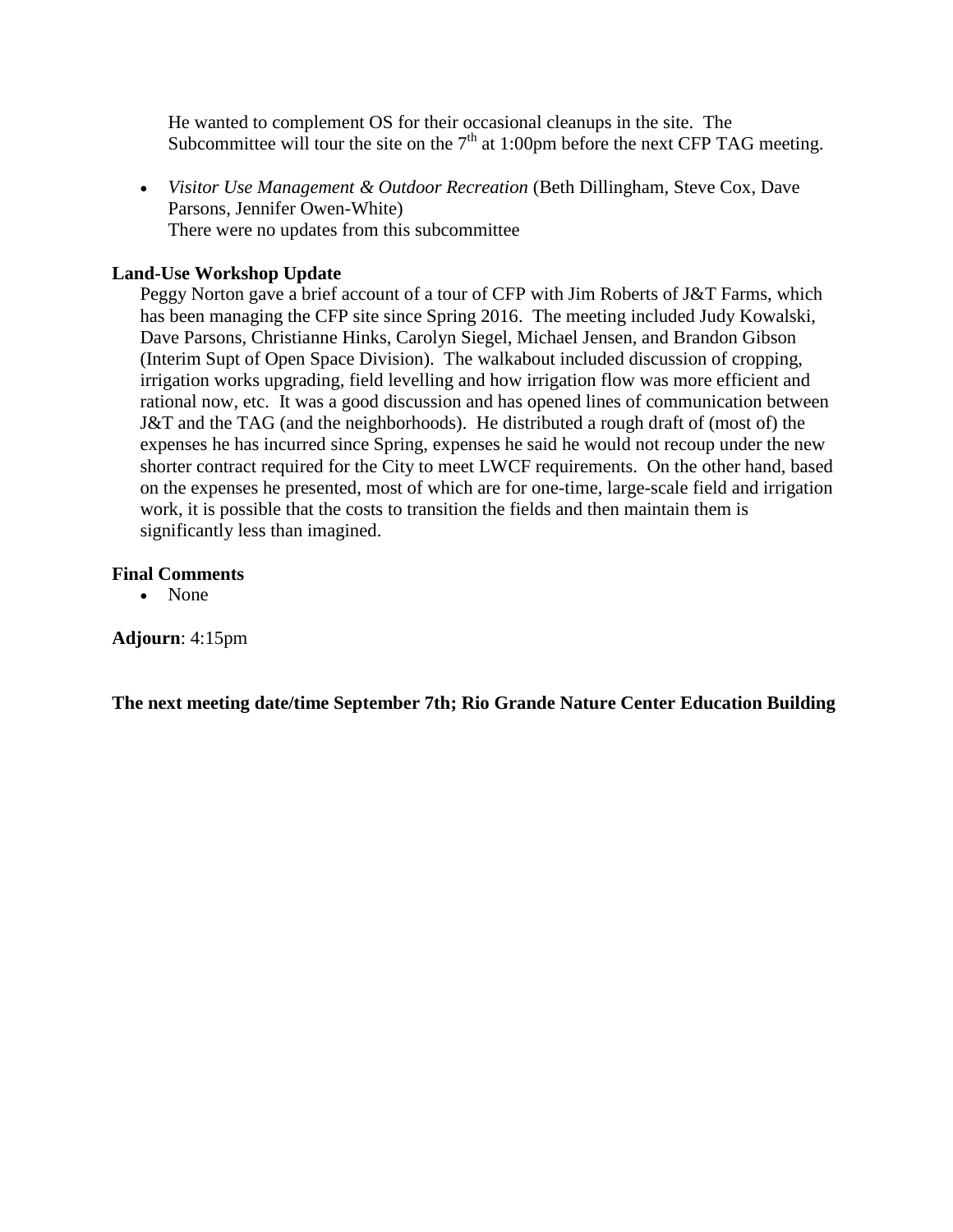He wanted to complement OS for their occasional cleanups in the site. The Subcommittee will tour the site on the 7th at 1:00pm before the next CFP TAG meeting.

- *Visitor Use Management & Outdoor Recreation* (Beth Dillingham, Steve Cox, Dave Parsons, Jennifer Owen-White)
  There were no updates from this subcommittee

**Land-Use Workshop Update**

Peggy Norton gave a brief account of a tour of CFP with Jim Roberts of J&T Farms, which has been managing the CFP site since Spring 2016. The meeting included Judy Kowalski, Dave Parsons, Christianne Hinks, Carolyn Siegel, Michael Jensen, and Brandon Gibson (Interim Supt of Open Space Division). The walkabout included discussion of cropping, irrigation works upgrading, field levelling and how irrigation flow was more efficient and rational now, etc. It was a good discussion and has opened lines of communication between J&T and the TAG (and the neighborhoods). He distributed a rough draft of (most of) the expenses he has incurred since Spring, expenses he said he would not recoup under the new shorter contract required for the City to meet LWCF requirements. On the other hand, based on the expenses he presented, most of which are for one-time, large-scale field and irrigation work, it is possible that the costs to transition the fields and then maintain them is significantly less than imagined.

**Final Comments**

- None

**Adjourn**: 4:15pm

**The next meeting date/time September 7th; Rio Grande Nature Center Education Building**